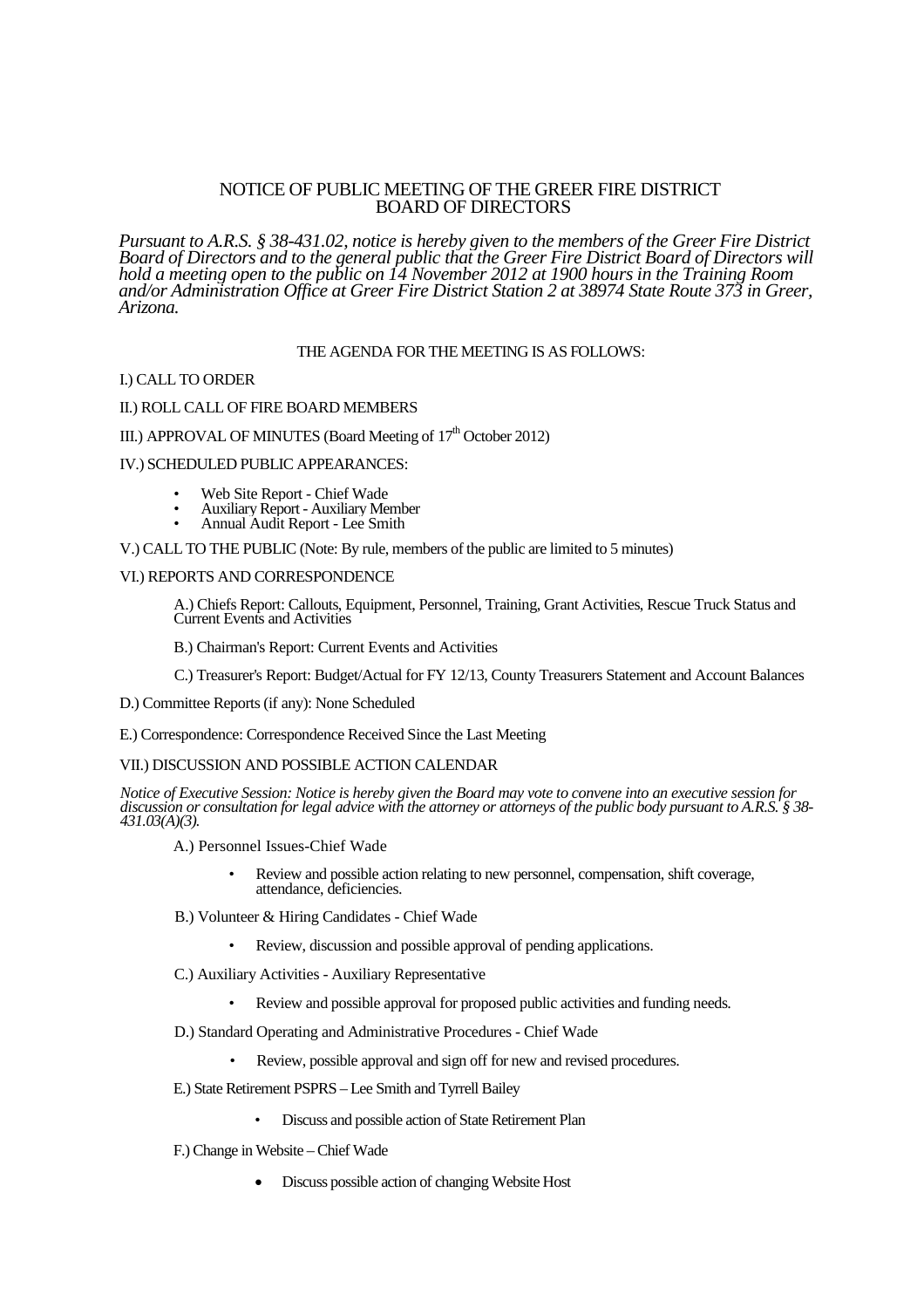# NOTICE OF PUBLIC MEETING OF THE GREER FIRE DISTRICT BOARD OF DIRECTORS

*Pursuant to A.R.S. § 38-431.02, notice is hereby given to the members of the Greer Fire District Board of Directors and to the general public that the Greer Fire District Board of Directors will hold a meeting open to the public on 14 November 2012 at 1900 hours in the Training Room and/or Administration Office at Greer Fire District Station 2 at 38974 State Route 373 in Greer, Arizona.*

THE AGENDA FOR THE MEETING IS AS FOLLOWS:

I.) CALL TO ORDER

II.) ROLL CALL OF FIRE BOARD MEMBERS

III.) APPROVAL OF MINUTES (Board Meeting of 17th October 2012)

IV.) SCHEDULED PUBLIC APPEARANCES:

- Web Site Report - Chief Wade
- Auxiliary Report - Auxiliary Member
- Annual Audit Report - Lee Smith

V.) CALL TO THE PUBLIC (Note: By rule, members of the public are limited to 5 minutes)

VI.) REPORTS AND CORRESPONDENCE

A.) Chiefs Report: Callouts, Equipment, Personnel, Training, Grant Activities, Rescue Truck Status and Current Events and Activities

B.) Chairman's Report: Current Events and Activities

C.) Treasurer's Report: Budget/Actual for FY 12/13, County Treasurers Statement and Account Balances

D.) Committee Reports (if any): None Scheduled

E.) Correspondence: Correspondence Received Since the Last Meeting

VII.) DISCUSSION AND POSSIBLE ACTION CALENDAR

*Notice of Executive Session: Notice is hereby given the Board may vote to convene into an executive session for discussion or consultation for legal advice with the attorney or attorneys of the public body pursuant to A.R.S. § 38-431.03(A)(3).*

A.) Personnel Issues-Chief Wade

- Review and possible action relating to new personnel, compensation, shift coverage, attendance, deficiencies.

B.) Volunteer & Hiring Candidates - Chief Wade

- Review, discussion and possible approval of pending applications.

C.) Auxiliary Activities - Auxiliary Representative

- Review and possible approval for proposed public activities and funding needs.

D.) Standard Operating and Administrative Procedures - Chief Wade

- Review, possible approval and sign off for new and revised procedures.

E.) State Retirement PSPRS – Lee Smith and Tyrrell Bailey

- Discuss and possible action of State Retirement Plan

F.) Change in Website – Chief Wade

- Discuss possible action of changing Website Host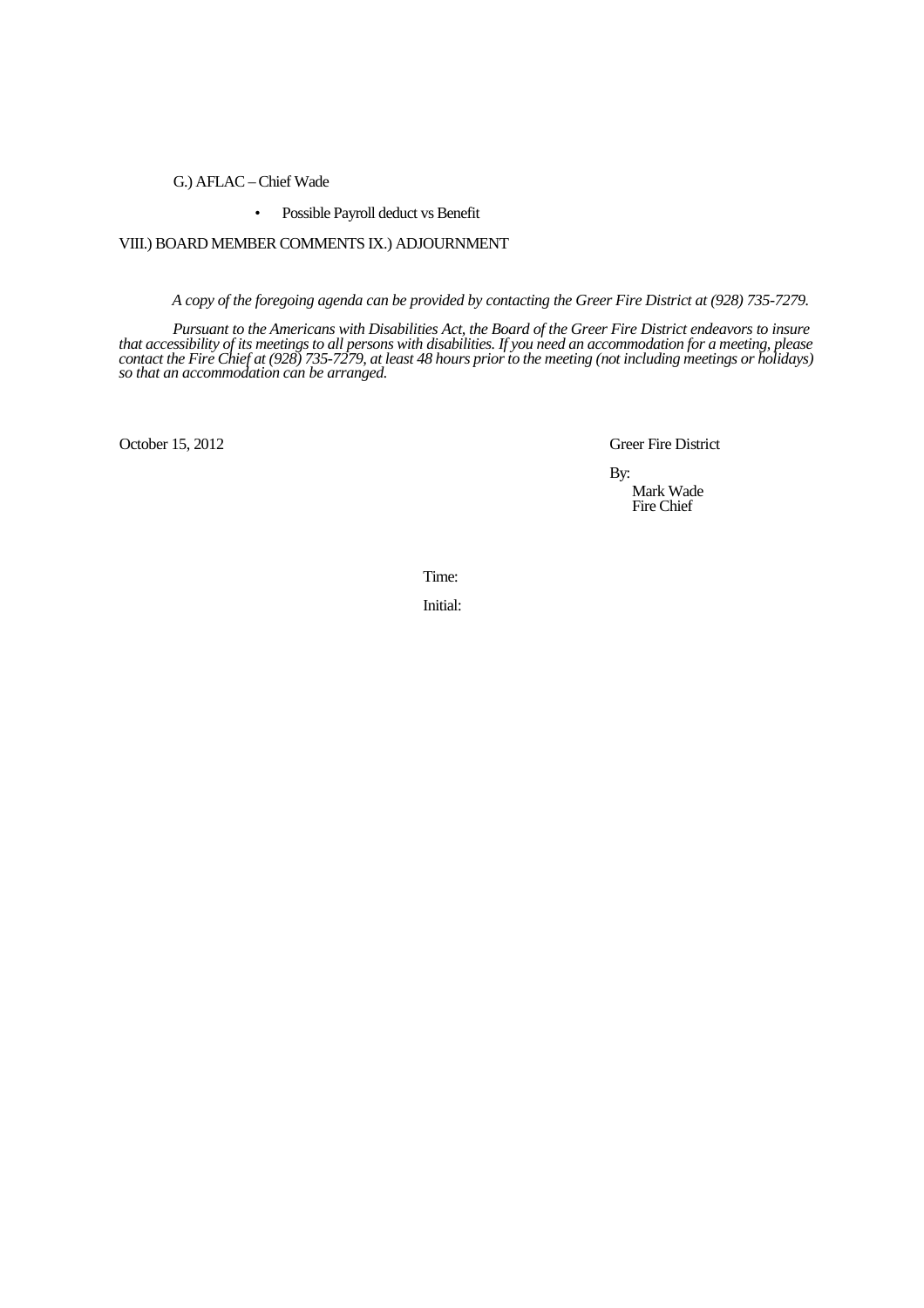G.) AFLAC – Chief Wade

- Possible Payroll deduct vs Benefit

VIII.) BOARD MEMBER COMMENTS IX.) ADJOURNMENT

*A copy of the foregoing agenda can be provided by contacting the Greer Fire District at (928) 735-7279.*

*Pursuant to the Americans with Disabilities Act, the Board of the Greer Fire District endeavors to insure that accessibility of its meetings to all persons with disabilities. If you need an accommodation for a meeting, please contact the Fire Chief at (928) 735-7279, at least 48 hours prior to the meeting (not including meetings or holidays) so that an accommodation can be arranged.*

October 15, 2012

Greer Fire District

By:
Mark Wade
Fire Chief

Time:

Initial: